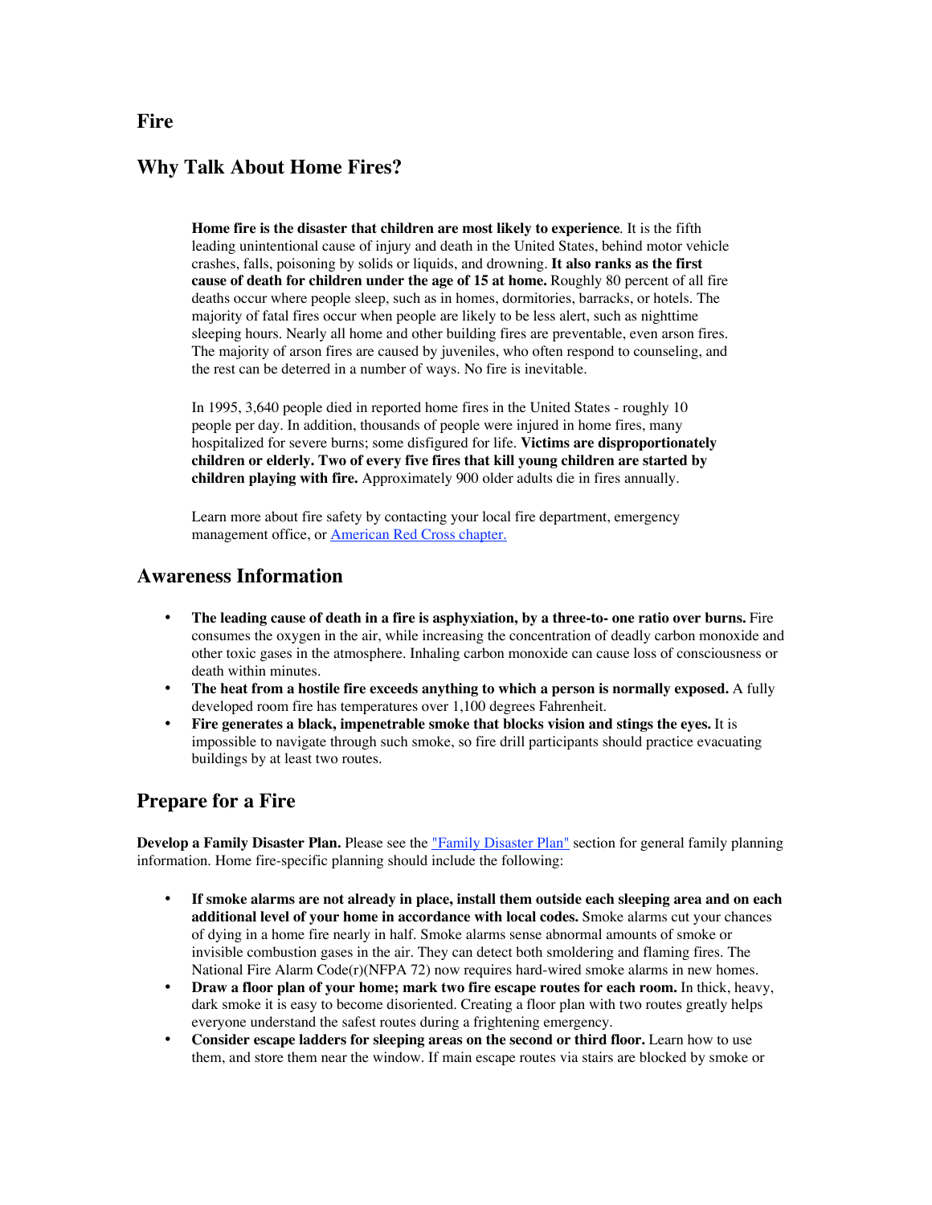# Fire

## Why Talk About Home Fires?

**Home fire is the disaster that children are most likely to experience**. It is the fifth leading unintentional cause of injury and death in the United States, behind motor vehicle crashes, falls, poisoning by solids or liquids, and drowning. **It also ranks as the first cause of death for children under the age of 15 at home.** Roughly 80 percent of all fire deaths occur where people sleep, such as in homes, dormitories, barracks, or hotels. The majority of fatal fires occur when people are likely to be less alert, such as nighttime sleeping hours. Nearly all home and other building fires are preventable, even arson fires. The majority of arson fires are caused by juveniles, who often respond to counseling, and the rest can be deterred in a number of ways. No fire is inevitable.

In 1995, 3,640 people died in reported home fires in the United States - roughly 10 people per day. In addition, thousands of people were injured in home fires, many hospitalized for severe burns; some disfigured for life. **Victims are disproportionately children or elderly. Two of every five fires that kill young children are started by children playing with fire.** Approximately 900 older adults die in fires annually.

Learn more about fire safety by contacting your local fire department, emergency management office, or American Red Cross chapter.

## Awareness Information

- **The leading cause of death in a fire is asphyxiation, by a three-to- one ratio over burns.** Fire consumes the oxygen in the air, while increasing the concentration of deadly carbon monoxide and other toxic gases in the atmosphere. Inhaling carbon monoxide can cause loss of consciousness or death within minutes.
- **The heat from a hostile fire exceeds anything to which a person is normally exposed.** A fully developed room fire has temperatures over 1,100 degrees Fahrenheit.
- **Fire generates a black, impenetrable smoke that blocks vision and stings the eyes.** It is impossible to navigate through such smoke, so fire drill participants should practice evacuating buildings by at least two routes.

## Prepare for a Fire

**Develop a Family Disaster Plan.** Please see the "Family Disaster Plan" section for general family planning information. Home fire-specific planning should include the following:

- **If smoke alarms are not already in place, install them outside each sleeping area and on each additional level of your home in accordance with local codes.** Smoke alarms cut your chances of dying in a home fire nearly in half. Smoke alarms sense abnormal amounts of smoke or invisible combustion gases in the air. They can detect both smoldering and flaming fires. The National Fire Alarm Code(r)(NFPA 72) now requires hard-wired smoke alarms in new homes.
- **Draw a floor plan of your home; mark two fire escape routes for each room.** In thick, heavy, dark smoke it is easy to become disoriented. Creating a floor plan with two routes greatly helps everyone understand the safest routes during a frightening emergency.
- **Consider escape ladders for sleeping areas on the second or third floor.** Learn how to use them, and store them near the window. If main escape routes via stairs are blocked by smoke or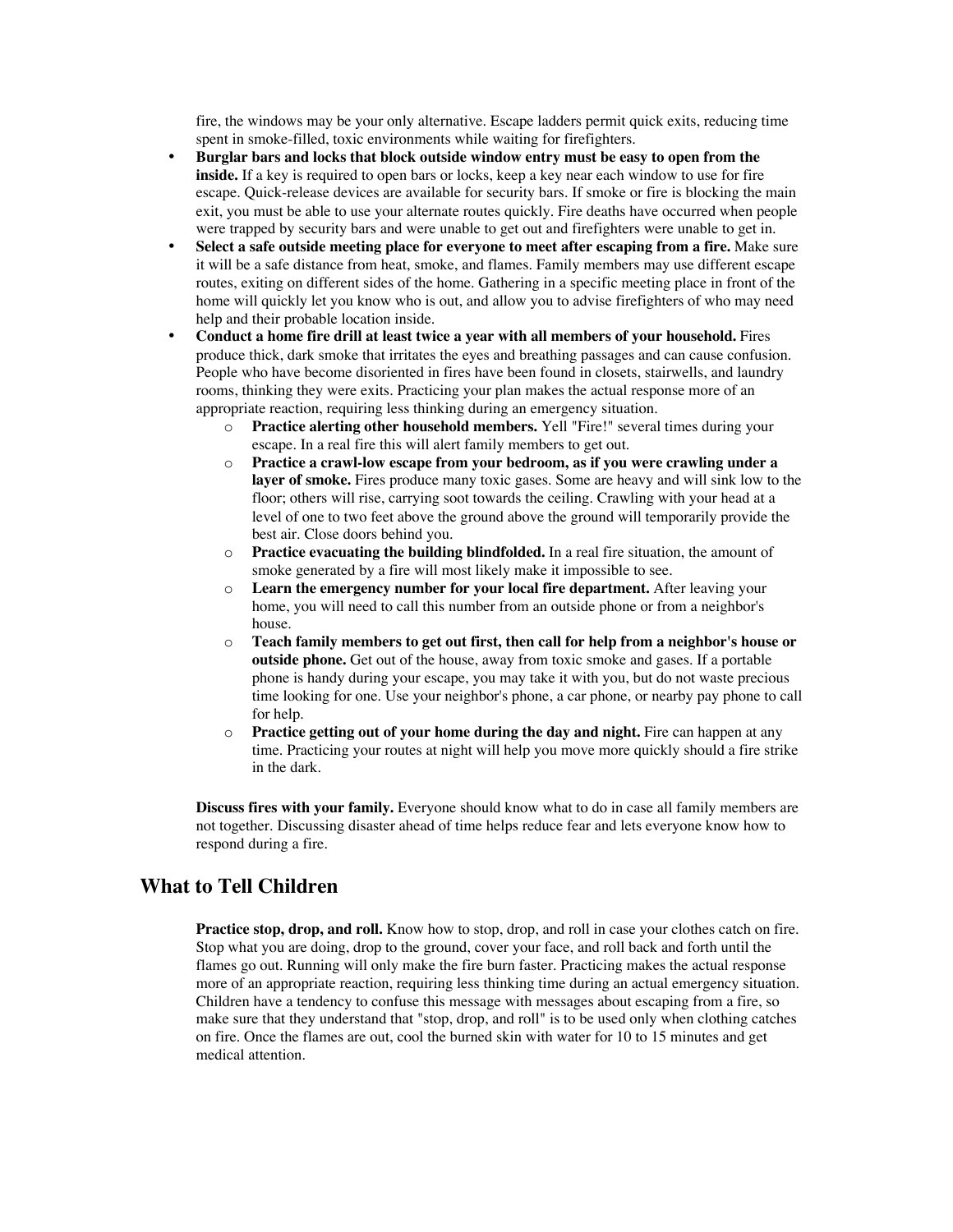fire, the windows may be your only alternative. Escape ladders permit quick exits, reducing time spent in smoke-filled, toxic environments while waiting for firefighters.

- **Burglar bars and locks that block outside window entry must be easy to open from the inside.** If a key is required to open bars or locks, keep a key near each window to use for fire escape. Quick-release devices are available for security bars. If smoke or fire is blocking the main exit, you must be able to use your alternate routes quickly. Fire deaths have occurred when people were trapped by security bars and were unable to get out and firefighters were unable to get in.
- **Select a safe outside meeting place for everyone to meet after escaping from a fire.** Make sure it will be a safe distance from heat, smoke, and flames. Family members may use different escape routes, exiting on different sides of the home. Gathering in a specific meeting place in front of the home will quickly let you know who is out, and allow you to advise firefighters of who may need help and their probable location inside.
- **Conduct a home fire drill at least twice a year with all members of your household.** Fires produce thick, dark smoke that irritates the eyes and breathing passages and can cause confusion. People who have become disoriented in fires have been found in closets, stairwells, and laundry rooms, thinking they were exits. Practicing your plan makes the actual response more of an appropriate reaction, requiring less thinking during an emergency situation.
  - **Practice alerting other household members.** Yell "Fire!" several times during your escape. In a real fire this will alert family members to get out.
  - **Practice a crawl-low escape from your bedroom, as if you were crawling under a layer of smoke.** Fires produce many toxic gases. Some are heavy and will sink low to the floor; others will rise, carrying soot towards the ceiling. Crawling with your head at a level of one to two feet above the ground above the ground will temporarily provide the best air. Close doors behind you.
  - **Practice evacuating the building blindfolded.** In a real fire situation, the amount of smoke generated by a fire will most likely make it impossible to see.
  - **Learn the emergency number for your local fire department.** After leaving your home, you will need to call this number from an outside phone or from a neighbor's house.
  - **Teach family members to get out first, then call for help from a neighbor's house or outside phone.** Get out of the house, away from toxic smoke and gases. If a portable phone is handy during your escape, you may take it with you, but do not waste precious time looking for one. Use your neighbor's phone, a car phone, or nearby pay phone to call for help.
  - **Practice getting out of your home during the day and night.** Fire can happen at any time. Practicing your routes at night will help you move more quickly should a fire strike in the dark.

**Discuss fires with your family.** Everyone should know what to do in case all family members are not together. Discussing disaster ahead of time helps reduce fear and lets everyone know how to respond during a fire.

## What to Tell Children

**Practice stop, drop, and roll.** Know how to stop, drop, and roll in case your clothes catch on fire. Stop what you are doing, drop to the ground, cover your face, and roll back and forth until the flames go out. Running will only make the fire burn faster. Practicing makes the actual response more of an appropriate reaction, requiring less thinking time during an actual emergency situation. Children have a tendency to confuse this message with messages about escaping from a fire, so make sure that they understand that "stop, drop, and roll" is to be used only when clothing catches on fire. Once the flames are out, cool the burned skin with water for 10 to 15 minutes and get medical attention.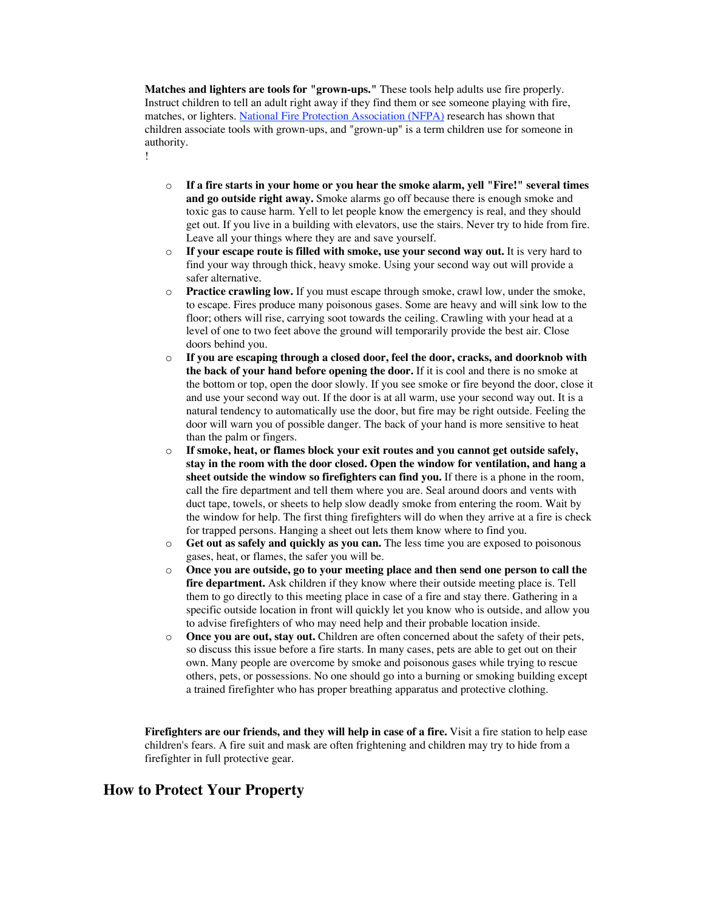**Matches and lighters are tools for "grown-ups."** These tools help adults use fire properly. Instruct children to tell an adult right away if they find them or see someone playing with fire, matches, or lighters. [National Fire Protection Association (NFPA)](#) research has shown that children associate tools with grown-ups, and "grown-up" is a term children use for someone in authority.

!

- **If a fire starts in your home or you hear the smoke alarm, yell "Fire!" several times and go outside right away.** Smoke alarms go off because there is enough smoke and toxic gas to cause harm. Yell to let people know the emergency is real, and they should get out. If you live in a building with elevators, use the stairs. Never try to hide from fire. Leave all your things where they are and save yourself.
- **If your escape route is filled with smoke, use your second way out.** It is very hard to find your way through thick, heavy smoke. Using your second way out will provide a safer alternative.
- **Practice crawling low.** If you must escape through smoke, crawl low, under the smoke, to escape. Fires produce many poisonous gases. Some are heavy and will sink low to the floor; others will rise, carrying soot towards the ceiling. Crawling with your head at a level of one to two feet above the ground will temporarily provide the best air. Close doors behind you.
- **If you are escaping through a closed door, feel the door, cracks, and doorknob with the back of your hand before opening the door.** If it is cool and there is no smoke at the bottom or top, open the door slowly. If you see smoke or fire beyond the door, close it and use your second way out. If the door is at all warm, use your second way out. It is a natural tendency to automatically use the door, but fire may be right outside. Feeling the door will warn you of possible danger. The back of your hand is more sensitive to heat than the palm or fingers.
- **If smoke, heat, or flames block your exit routes and you cannot get outside safely, stay in the room with the door closed. Open the window for ventilation, and hang a sheet outside the window so firefighters can find you.** If there is a phone in the room, call the fire department and tell them where you are. Seal around doors and vents with duct tape, towels, or sheets to help slow deadly smoke from entering the room. Wait by the window for help. The first thing firefighters will do when they arrive at a fire is check for trapped persons. Hanging a sheet out lets them know where to find you.
- **Get out as safely and quickly as you can.** The less time you are exposed to poisonous gases, heat, or flames, the safer you will be.
- **Once you are outside, go to your meeting place and then send one person to call the fire department.** Ask children if they know where their outside meeting place is. Tell them to go directly to this meeting place in case of a fire and stay there. Gathering in a specific outside location in front will quickly let you know who is outside, and allow you to advise firefighters of who may need help and their probable location inside.
- **Once you are out, stay out.** Children are often concerned about the safety of their pets, so discuss this issue before a fire starts. In many cases, pets are able to get out on their own. Many people are overcome by smoke and poisonous gases while trying to rescue others, pets, or possessions. No one should go into a burning or smoking building except a trained firefighter who has proper breathing apparatus and protective clothing.

**Firefighters are our friends, and they will help in case of a fire.** Visit a fire station to help ease children's fears. A fire suit and mask are often frightening and children may try to hide from a firefighter in full protective gear.

## How to Protect Your Property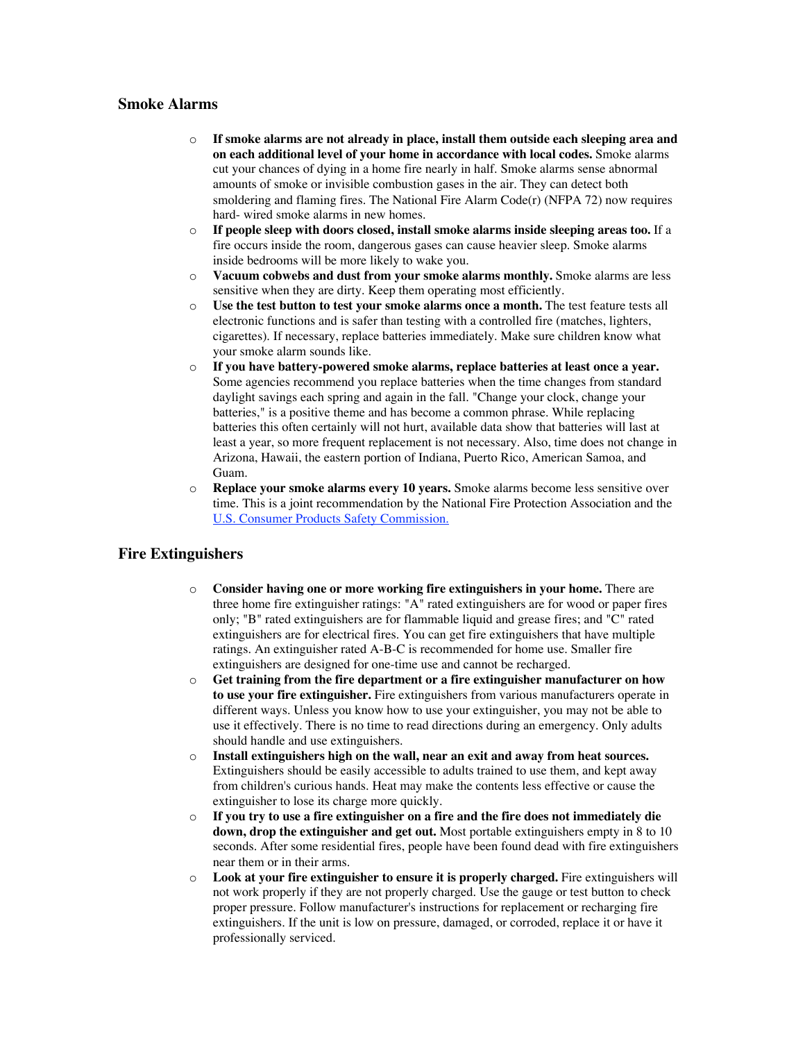## Smoke Alarms

- **If smoke alarms are not already in place, install them outside each sleeping area and on each additional level of your home in accordance with local codes.** Smoke alarms cut your chances of dying in a home fire nearly in half. Smoke alarms sense abnormal amounts of smoke or invisible combustion gases in the air. They can detect both smoldering and flaming fires. The National Fire Alarm Code(r) (NFPA 72) now requires hard- wired smoke alarms in new homes.
- **If people sleep with doors closed, install smoke alarms inside sleeping areas too.** If a fire occurs inside the room, dangerous gases can cause heavier sleep. Smoke alarms inside bedrooms will be more likely to wake you.
- **Vacuum cobwebs and dust from your smoke alarms monthly.** Smoke alarms are less sensitive when they are dirty. Keep them operating most efficiently.
- **Use the test button to test your smoke alarms once a month.** The test feature tests all electronic functions and is safer than testing with a controlled fire (matches, lighters, cigarettes). If necessary, replace batteries immediately. Make sure children know what your smoke alarm sounds like.
- **If you have battery-powered smoke alarms, replace batteries at least once a year.** Some agencies recommend you replace batteries when the time changes from standard daylight savings each spring and again in the fall. "Change your clock, change your batteries," is a positive theme and has become a common phrase. While replacing batteries this often certainly will not hurt, available data show that batteries will last at least a year, so more frequent replacement is not necessary. Also, time does not change in Arizona, Hawaii, the eastern portion of Indiana, Puerto Rico, American Samoa, and Guam.
- **Replace your smoke alarms every 10 years.** Smoke alarms become less sensitive over time. This is a joint recommendation by the National Fire Protection Association and the U.S. Consumer Products Safety Commission.

## Fire Extinguishers

- **Consider having one or more working fire extinguishers in your home.** There are three home fire extinguisher ratings: "A" rated extinguishers are for wood or paper fires only; "B" rated extinguishers are for flammable liquid and grease fires; and "C" rated extinguishers are for electrical fires. You can get fire extinguishers that have multiple ratings. An extinguisher rated A-B-C is recommended for home use. Smaller fire extinguishers are designed for one-time use and cannot be recharged.
- **Get training from the fire department or a fire extinguisher manufacturer on how to use your fire extinguisher.** Fire extinguishers from various manufacturers operate in different ways. Unless you know how to use your extinguisher, you may not be able to use it effectively. There is no time to read directions during an emergency. Only adults should handle and use extinguishers.
- **Install extinguishers high on the wall, near an exit and away from heat sources.** Extinguishers should be easily accessible to adults trained to use them, and kept away from children's curious hands. Heat may make the contents less effective or cause the extinguisher to lose its charge more quickly.
- **If you try to use a fire extinguisher on a fire and the fire does not immediately die down, drop the extinguisher and get out.** Most portable extinguishers empty in 8 to 10 seconds. After some residential fires, people have been found dead with fire extinguishers near them or in their arms.
- **Look at your fire extinguisher to ensure it is properly charged.** Fire extinguishers will not work properly if they are not properly charged. Use the gauge or test button to check proper pressure. Follow manufacturer's instructions for replacement or recharging fire extinguishers. If the unit is low on pressure, damaged, or corroded, replace it or have it professionally serviced.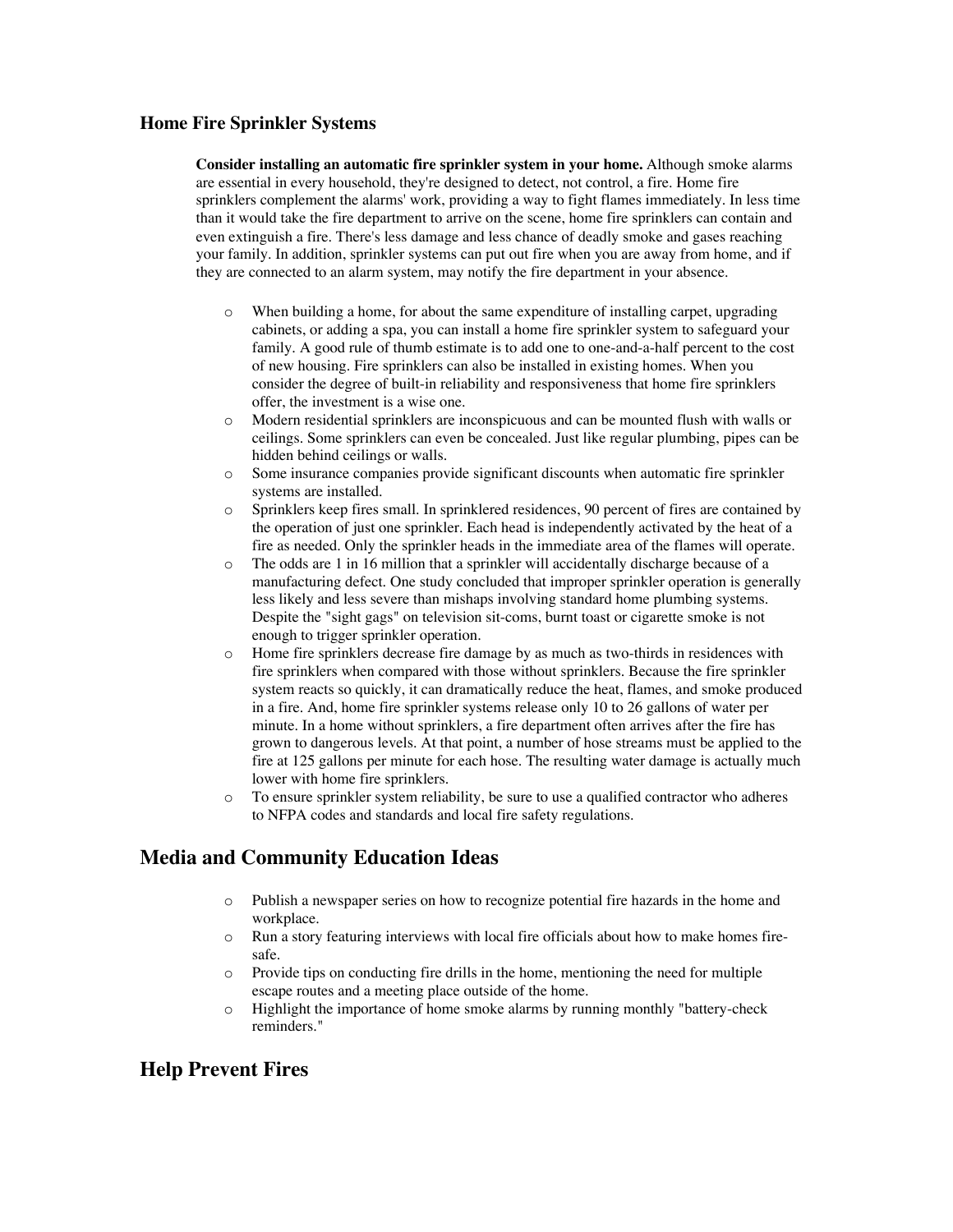### Home Fire Sprinkler Systems

**Consider installing an automatic fire sprinkler system in your home.** Although smoke alarms are essential in every household, they're designed to detect, not control, a fire. Home fire sprinklers complement the alarms' work, providing a way to fight flames immediately. In less time than it would take the fire department to arrive on the scene, home fire sprinklers can contain and even extinguish a fire. There's less damage and less chance of deadly smoke and gases reaching your family. In addition, sprinkler systems can put out fire when you are away from home, and if they are connected to an alarm system, may notify the fire department in your absence.

- When building a home, for about the same expenditure of installing carpet, upgrading cabinets, or adding a spa, you can install a home fire sprinkler system to safeguard your family. A good rule of thumb estimate is to add one to one-and-a-half percent to the cost of new housing. Fire sprinklers can also be installed in existing homes. When you consider the degree of built-in reliability and responsiveness that home fire sprinklers offer, the investment is a wise one.
- Modern residential sprinklers are inconspicuous and can be mounted flush with walls or ceilings. Some sprinklers can even be concealed. Just like regular plumbing, pipes can be hidden behind ceilings or walls.
- Some insurance companies provide significant discounts when automatic fire sprinkler systems are installed.
- Sprinklers keep fires small. In sprinklered residences, 90 percent of fires are contained by the operation of just one sprinkler. Each head is independently activated by the heat of a fire as needed. Only the sprinkler heads in the immediate area of the flames will operate.
- The odds are 1 in 16 million that a sprinkler will accidentally discharge because of a manufacturing defect. One study concluded that improper sprinkler operation is generally less likely and less severe than mishaps involving standard home plumbing systems. Despite the "sight gags" on television sit-coms, burnt toast or cigarette smoke is not enough to trigger sprinkler operation.
- Home fire sprinklers decrease fire damage by as much as two-thirds in residences with fire sprinklers when compared with those without sprinklers. Because the fire sprinkler system reacts so quickly, it can dramatically reduce the heat, flames, and smoke produced in a fire. And, home fire sprinkler systems release only 10 to 26 gallons of water per minute. In a home without sprinklers, a fire department often arrives after the fire has grown to dangerous levels. At that point, a number of hose streams must be applied to the fire at 125 gallons per minute for each hose. The resulting water damage is actually much lower with home fire sprinklers.
- To ensure sprinkler system reliability, be sure to use a qualified contractor who adheres to NFPA codes and standards and local fire safety regulations.

## Media and Community Education Ideas

- Publish a newspaper series on how to recognize potential fire hazards in the home and workplace.
- Run a story featuring interviews with local fire officials about how to make homes fire-safe.
- Provide tips on conducting fire drills in the home, mentioning the need for multiple escape routes and a meeting place outside of the home.
- Highlight the importance of home smoke alarms by running monthly "battery-check reminders."

## Help Prevent Fires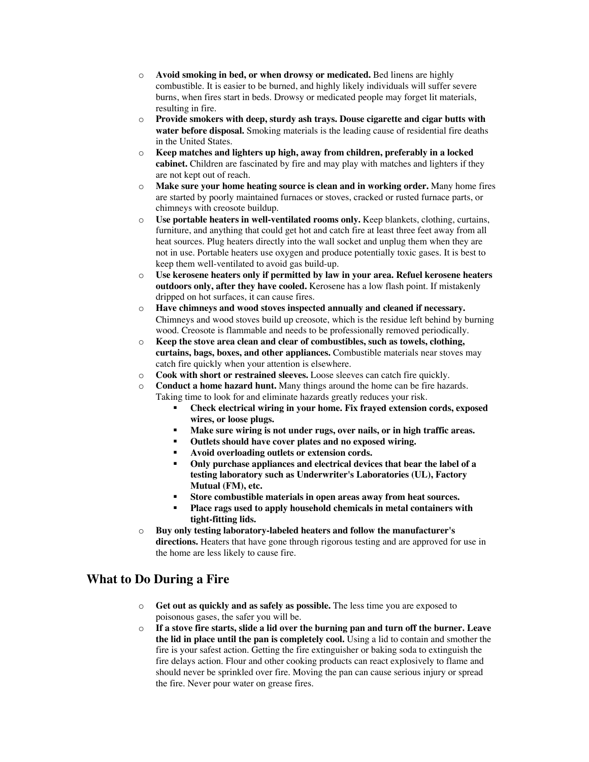- **Avoid smoking in bed, or when drowsy or medicated.** Bed linens are highly combustible. It is easier to be burned, and highly likely individuals will suffer severe burns, when fires start in beds. Drowsy or medicated people may forget lit materials, resulting in fire.
- **Provide smokers with deep, sturdy ash trays. Douse cigarette and cigar butts with water before disposal.** Smoking materials is the leading cause of residential fire deaths in the United States.
- **Keep matches and lighters up high, away from children, preferably in a locked cabinet.** Children are fascinated by fire and may play with matches and lighters if they are not kept out of reach.
- **Make sure your home heating source is clean and in working order.** Many home fires are started by poorly maintained furnaces or stoves, cracked or rusted furnace parts, or chimneys with creosote buildup.
- **Use portable heaters in well-ventilated rooms only.** Keep blankets, clothing, curtains, furniture, and anything that could get hot and catch fire at least three feet away from all heat sources. Plug heaters directly into the wall socket and unplug them when they are not in use. Portable heaters use oxygen and produce potentially toxic gases. It is best to keep them well-ventilated to avoid gas build-up.
- **Use kerosene heaters only if permitted by law in your area. Refuel kerosene heaters outdoors only, after they have cooled.** Kerosene has a low flash point. If mistakenly dripped on hot surfaces, it can cause fires.
- **Have chimneys and wood stoves inspected annually and cleaned if necessary.** Chimneys and wood stoves build up creosote, which is the residue left behind by burning wood. Creosote is flammable and needs to be professionally removed periodically.
- **Keep the stove area clean and clear of combustibles, such as towels, clothing, curtains, bags, boxes, and other appliances.** Combustible materials near stoves may catch fire quickly when your attention is elsewhere.
- **Cook with short or restrained sleeves.** Loose sleeves can catch fire quickly.
- **Conduct a home hazard hunt.** Many things around the home can be fire hazards. Taking time to look for and eliminate hazards greatly reduces your risk.
  - **Check electrical wiring in your home. Fix frayed extension cords, exposed wires, or loose plugs.**
  - **Make sure wiring is not under rugs, over nails, or in high traffic areas.**
  - **Outlets should have cover plates and no exposed wiring.**
  - **Avoid overloading outlets or extension cords.**
  - **Only purchase appliances and electrical devices that bear the label of a testing laboratory such as Underwriter's Laboratories (UL), Factory Mutual (FM), etc.**
  - **Store combustible materials in open areas away from heat sources.**
  - **Place rags used to apply household chemicals in metal containers with tight-fitting lids.**
- **Buy only testing laboratory-labeled heaters and follow the manufacturer's directions.** Heaters that have gone through rigorous testing and are approved for use in the home are less likely to cause fire.

## What to Do During a Fire

- **Get out as quickly and as safely as possible.** The less time you are exposed to poisonous gases, the safer you will be.
- **If a stove fire starts, slide a lid over the burning pan and turn off the burner. Leave the lid in place until the pan is completely cool.** Using a lid to contain and smother the fire is your safest action. Getting the fire extinguisher or baking soda to extinguish the fire delays action. Flour and other cooking products can react explosively to flame and should never be sprinkled over fire. Moving the pan can cause serious injury or spread the fire. Never pour water on grease fires.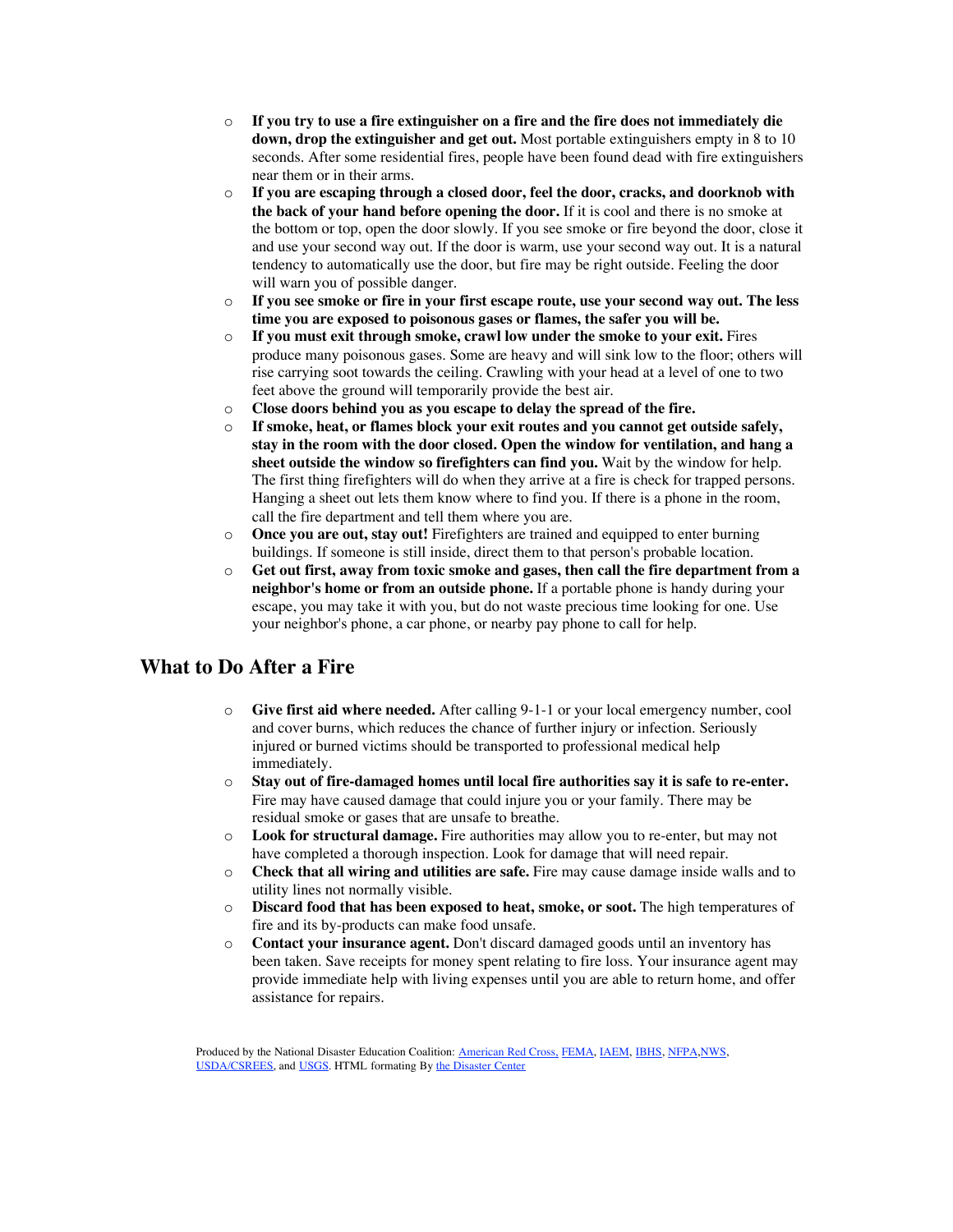- **If you try to use a fire extinguisher on a fire and the fire does not immediately die down, drop the extinguisher and get out.** Most portable extinguishers empty in 8 to 10 seconds. After some residential fires, people have been found dead with fire extinguishers near them or in their arms.
- **If you are escaping through a closed door, feel the door, cracks, and doorknob with the back of your hand before opening the door.** If it is cool and there is no smoke at the bottom or top, open the door slowly. If you see smoke or fire beyond the door, close it and use your second way out. If the door is warm, use your second way out. It is a natural tendency to automatically use the door, but fire may be right outside. Feeling the door will warn you of possible danger.
- **If you see smoke or fire in your first escape route, use your second way out. The less time you are exposed to poisonous gases or flames, the safer you will be.**
- **If you must exit through smoke, crawl low under the smoke to your exit.** Fires produce many poisonous gases. Some are heavy and will sink low to the floor; others will rise carrying soot towards the ceiling. Crawling with your head at a level of one to two feet above the ground will temporarily provide the best air.
- **Close doors behind you as you escape to delay the spread of the fire.**
- **If smoke, heat, or flames block your exit routes and you cannot get outside safely, stay in the room with the door closed. Open the window for ventilation, and hang a sheet outside the window so firefighters can find you.** Wait by the window for help. The first thing firefighters will do when they arrive at a fire is check for trapped persons. Hanging a sheet out lets them know where to find you. If there is a phone in the room, call the fire department and tell them where you are.
- **Once you are out, stay out!** Firefighters are trained and equipped to enter burning buildings. If someone is still inside, direct them to that person's probable location.
- **Get out first, away from toxic smoke and gases, then call the fire department from a neighbor's home or from an outside phone.** If a portable phone is handy during your escape, you may take it with you, but do not waste precious time looking for one. Use your neighbor's phone, a car phone, or nearby pay phone to call for help.

## What to Do After a Fire

- **Give first aid where needed.** After calling 9-1-1 or your local emergency number, cool and cover burns, which reduces the chance of further injury or infection. Seriously injured or burned victims should be transported to professional medical help immediately.
- **Stay out of fire-damaged homes until local fire authorities say it is safe to re-enter.** Fire may have caused damage that could injure you or your family. There may be residual smoke or gases that are unsafe to breathe.
- **Look for structural damage.** Fire authorities may allow you to re-enter, but may not have completed a thorough inspection. Look for damage that will need repair.
- **Check that all wiring and utilities are safe.** Fire may cause damage inside walls and to utility lines not normally visible.
- **Discard food that has been exposed to heat, smoke, or soot.** The high temperatures of fire and its by-products can make food unsafe.
- **Contact your insurance agent.** Don't discard damaged goods until an inventory has been taken. Save receipts for money spent relating to fire loss. Your insurance agent may provide immediate help with living expenses until you are able to return home, and offer assistance for repairs.

Produced by the National Disaster Education Coalition: American Red Cross, FEMA, IAEM, IBHS, NFPA,NWS, USDA/CSREES, and USGS. HTML formating By the Disaster Center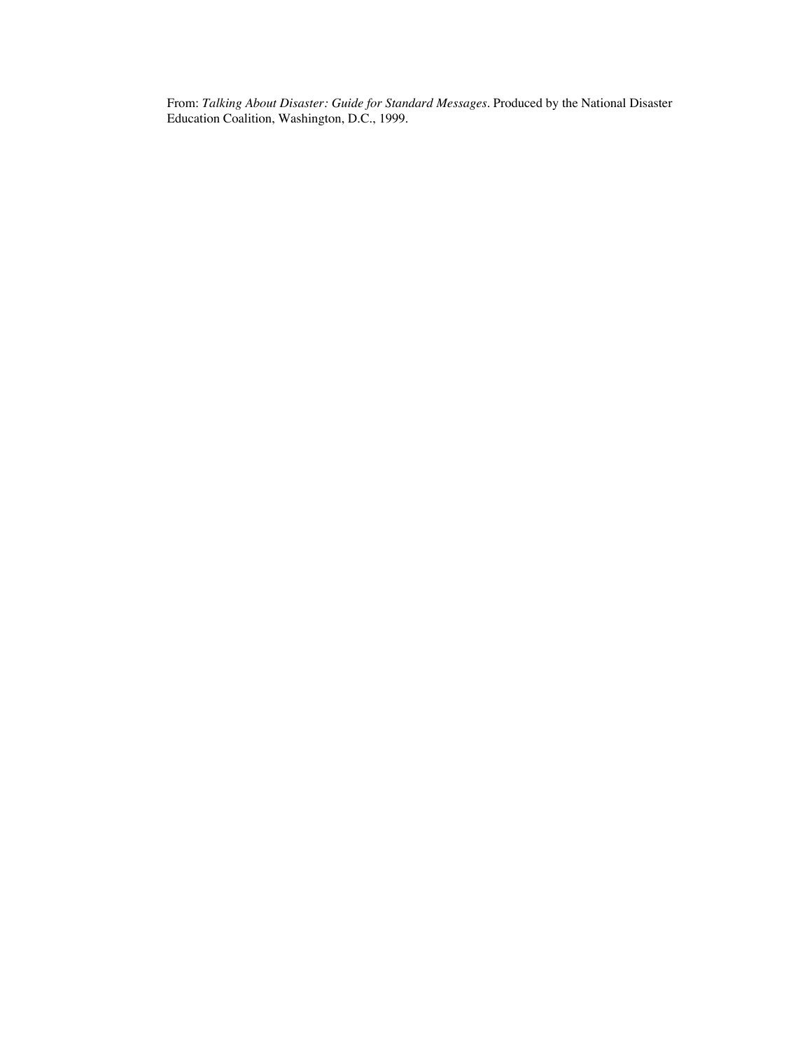From: *Talking About Disaster: Guide for Standard Messages*. Produced by the National Disaster Education Coalition, Washington, D.C., 1999.